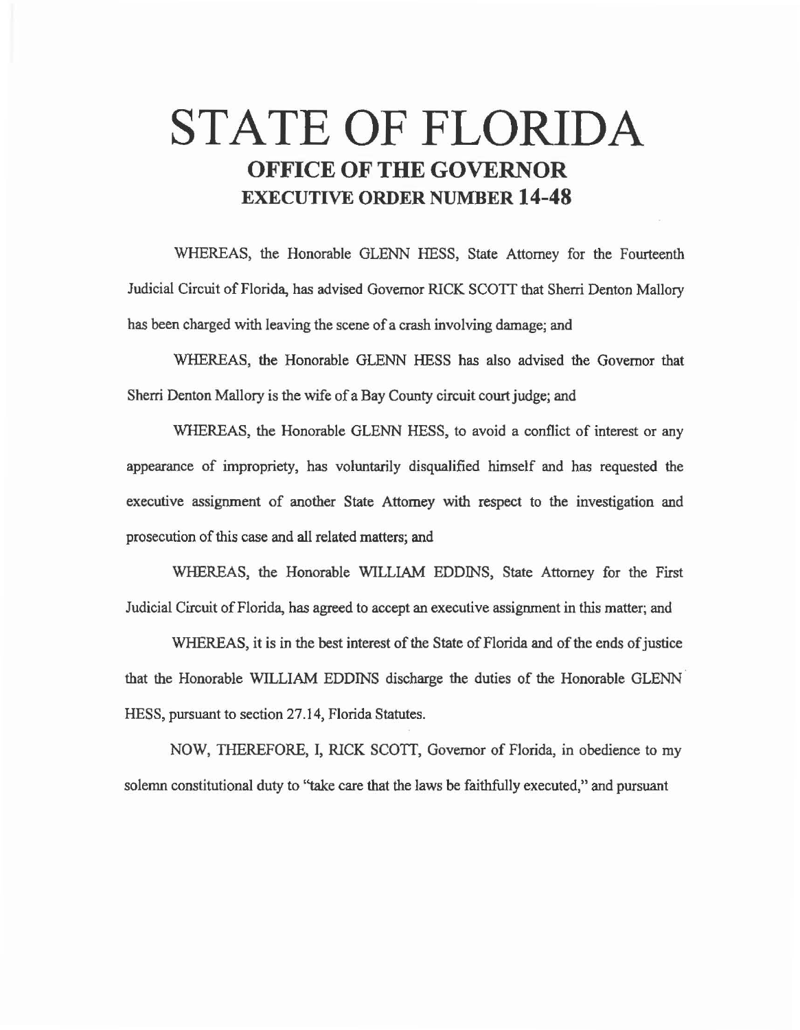# STATE OF FLORIDA

## OFFICE OF THE GOVERNOR

## EXECUTIVE ORDER NUMBER 14-48

WHEREAS, the Honorable GLENN HESS, State Attorney for the Fourteenth Judicial Circuit of Florida, has advised Governor RICK SCOTT that Sherri Denton Mallory has been charged with leaving the scene of a crash involving damage; and

WHEREAS, the Honorable GLENN HESS has also advised the Governor that Sherri Denton Mallory is the wife of a Bay County circuit court judge; and

WHEREAS, the Honorable GLENN HESS, to avoid a conflict of interest or any appearance of impropriety, has voluntarily disqualified himself and has requested the executive assignment of another State Attorney with respect to the investigation and prosecution of this case and all related matters; and

WHEREAS, the Honorable WILLIAM EDDINS, State Attorney for the First Judicial Circuit of Florida, has agreed to accept an executive assignment in this matter; and

WHEREAS, it is in the best interest of the State of Florida and of the ends of justice that the Honorable WILLIAM EDDINS discharge the duties of the Honorable GLENN HESS, pursuant to section 27.14, Florida Statutes.

NOW, THEREFORE, I, RICK SCOTT, Governor of Florida, in obedience to my solemn constitutional duty to "take care that the laws be faithfully executed," and pursuant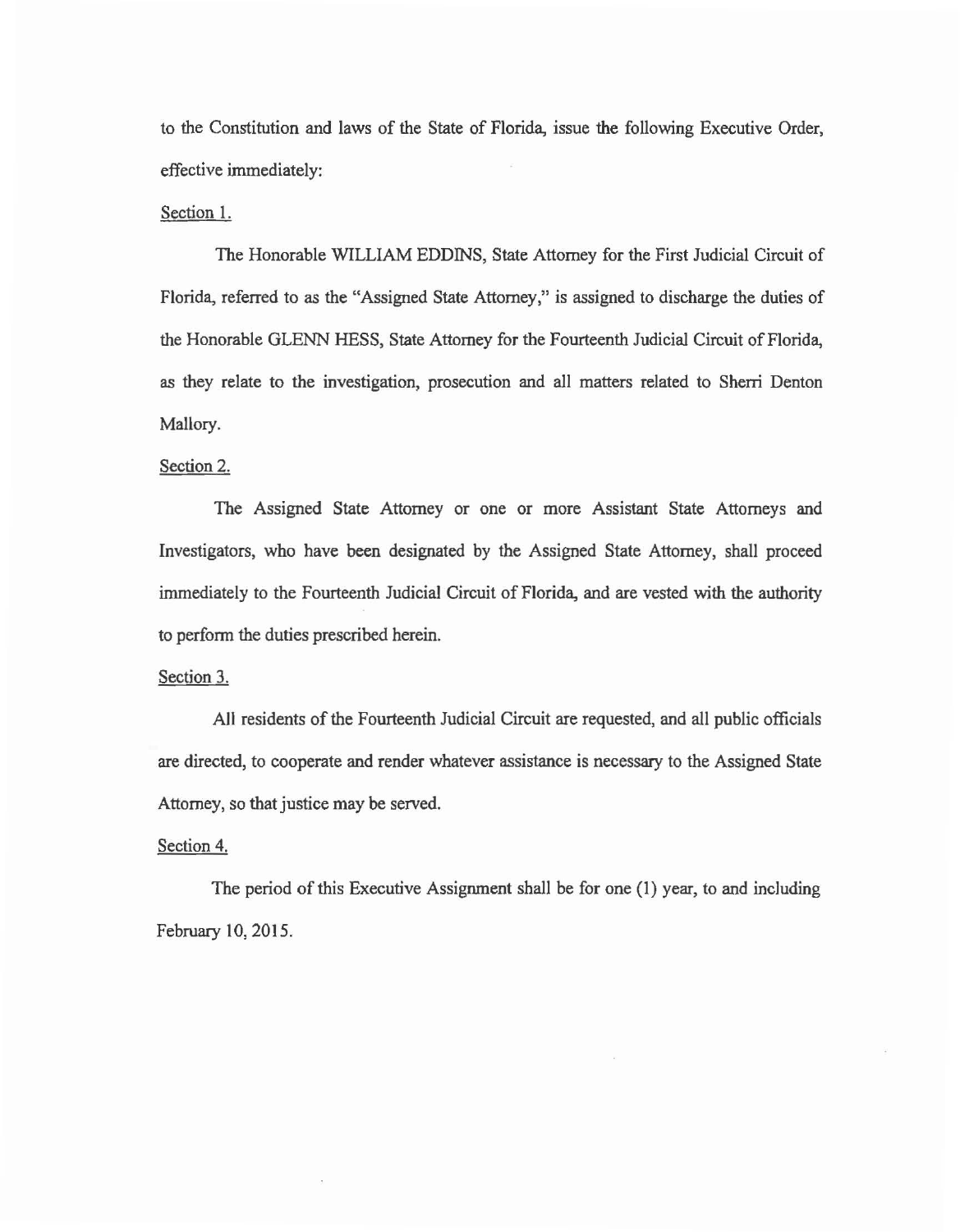to the Constitution and laws of the State of Florida, issue the following Executive Order, effective immediately:

Section 1.

The Honorable WILLIAM EDDINS, State Attorney for the First Judicial Circuit of Florida, referred to as the "Assigned State Attorney," is assigned to discharge the duties of the Honorable GLENN HESS, State Attorney for the Fourteenth Judicial Circuit of Florida, as they relate to the investigation, prosecution and all matters related to Sherri Denton Mallory.

Section 2.

The Assigned State Attorney or one or more Assistant State Attorneys and Investigators, who have been designated by the Assigned State Attorney, shall proceed immediately to the Fourteenth Judicial Circuit of Florida, and are vested with the authority to perform the duties prescribed herein.

Section 3.

All residents of the Fourteenth Judicial Circuit are requested, and all public officials are directed, to cooperate and render whatever assistance is necessary to the Assigned State Attorney, so that justice may be served.

Section 4.

The period of this Executive Assignment shall be for one (1) year, to and including February 10, 2015.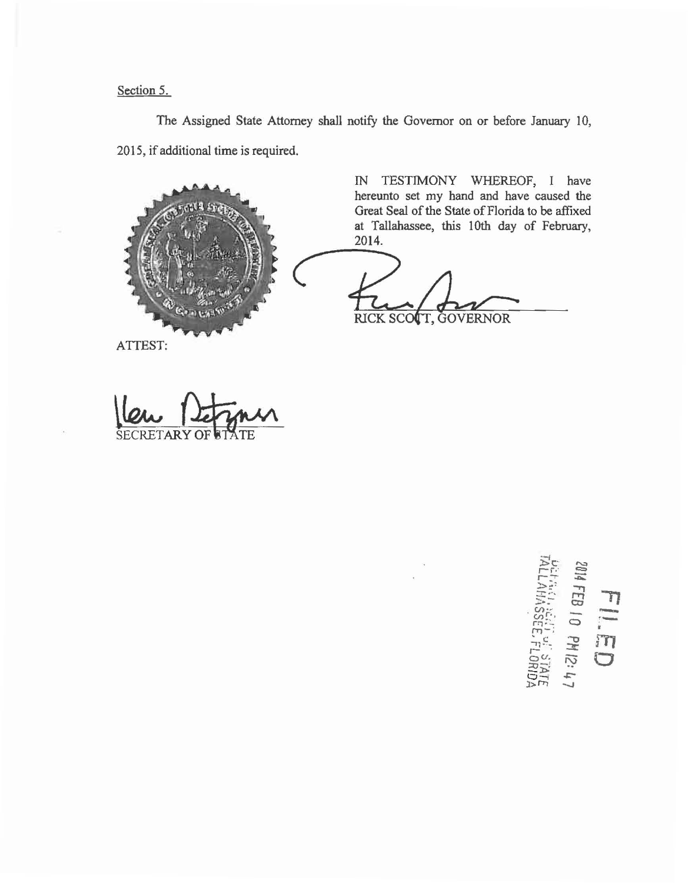Section 5.

The Assigned State Attorney shall notify the Governor on or before January 10, 2015, if additional time is required.

IN TESTIMONY WHEREOF, I have hereunto set my hand and have caused the Great Seal of the State of Florida to be affixed at Tallahassee, this 10th day of February, 2014.

RICK SCOTT, GOVERNOR

ATTEST:

SECRETARY OF STATE

FILED

2014 FEB 10 PM 12:47

DEPARTMENT OF STATE
TALLAHASSEE, FLORIDA